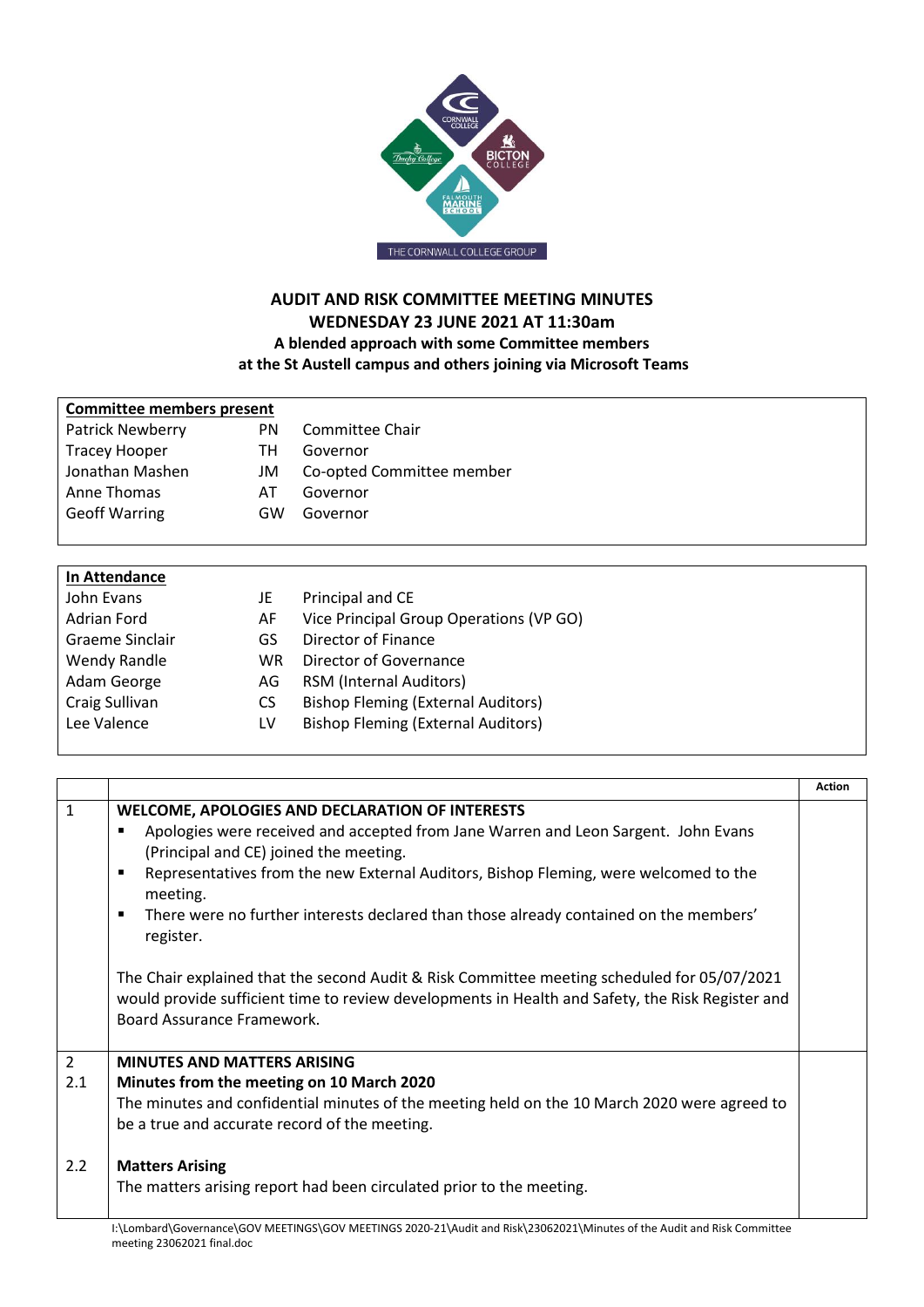# AUDIT AND RISK COMMITTEE MEETING MINUTES
## WEDNESDAY 23 JUNE 2021 AT 11:30am
### A blended approach with some Committee members at the St Austell campus and others joining via Microsoft Teams

| **Committee members present** | | |
|---|---|---|
| Patrick Newberry | PN | Committee Chair |
| Tracey Hooper | TH | Governor |
| Jonathan Mashen | JM | Co-opted Committee member |
| Anne Thomas | AT | Governor |
| Geoff Warring | GW | Governor |

| **In Attendance** | | |
|---|---|---|
| John Evans | JE | Principal and CE |
| Adrian Ford | AF | Vice Principal Group Operations (VP GO) |
| Graeme Sinclair | GS | Director of Finance |
| Wendy Randle | WR | Director of Governance |
| Adam George | AG | RSM (Internal Auditors) |
| Craig Sullivan | CS | Bishop Fleming (External Auditors) |
| Lee Valence | LV | Bishop Fleming (External Auditors) |

| | | **Action** |
|---|---|---|
| 1 | **WELCOME, APOLOGIES AND DECLARATION OF INTERESTS**<br>▪ Apologies were received and accepted from Jane Warren and Leon Sargent. John Evans (Principal and CE) joined the meeting.<br>▪ Representatives from the new External Auditors, Bishop Fleming, were welcomed to the meeting.<br>▪ There were no further interests declared than those already contained on the members' register.<br><br>The Chair explained that the second Audit & Risk Committee meeting scheduled for 05/07/2021 would provide sufficient time to review developments in Health and Safety, the Risk Register and Board Assurance Framework. | |
| 2<br>2.1 | **MINUTES AND MATTERS ARISING**<br>**Minutes from the meeting on 10 March 2020**<br>The minutes and confidential minutes of the meeting held on the 10 March 2020 were agreed to be a true and accurate record of the meeting. | |
| 2.2 | **Matters Arising**<br>The matters arising report had been circulated prior to the meeting. | |

I:\Lombard\Governance\GOV MEETINGS\GOV MEETINGS 2020-21\Audit and Risk\23062021\Minutes of the Audit and Risk Committee meeting 23062021 final.doc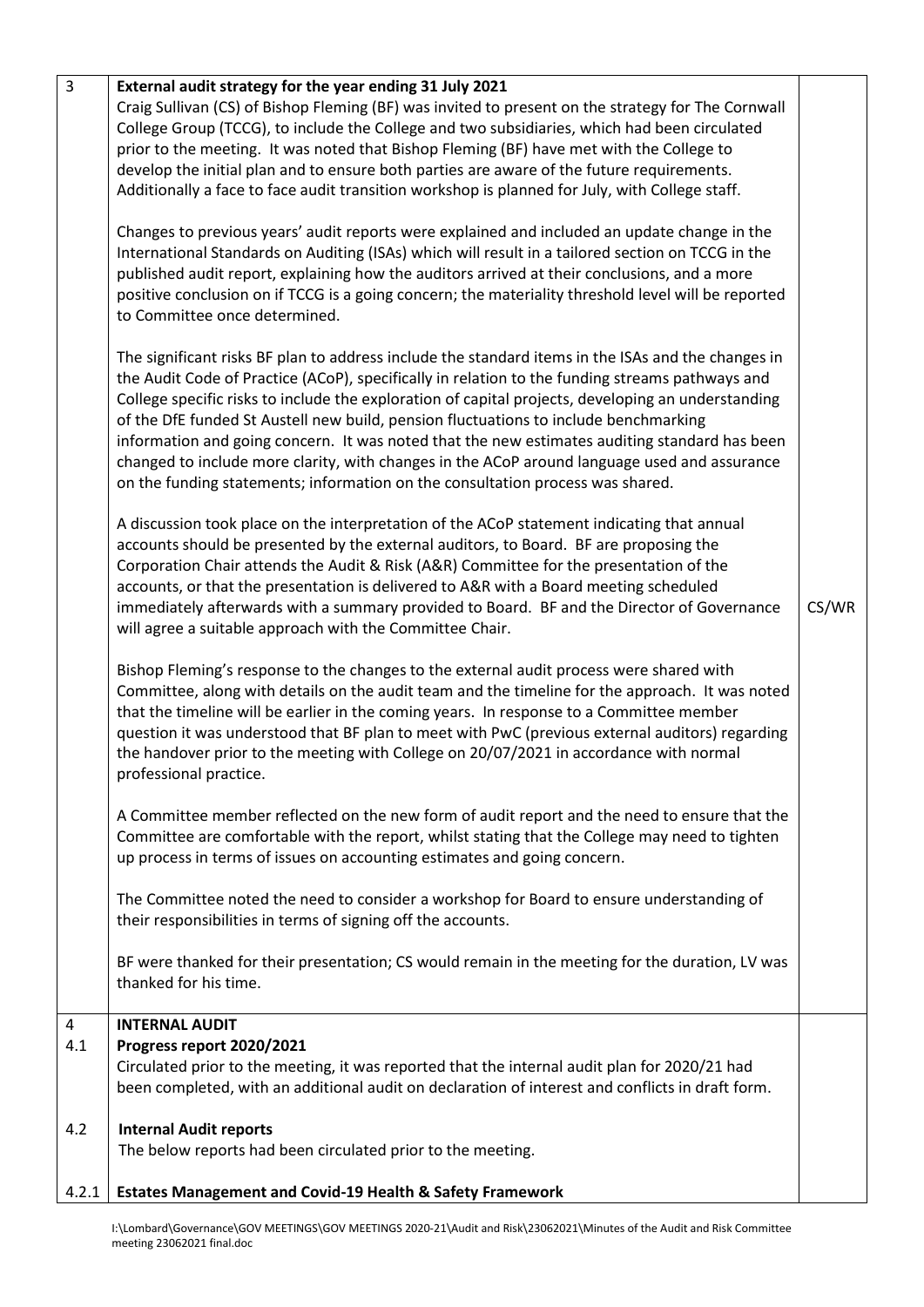| | | |
|---|---|---|
| 3 | **External audit strategy for the year ending 31 July 2021**<br>Craig Sullivan (CS) of Bishop Fleming (BF) was invited to present on the strategy for The Cornwall College Group (TCCG), to include the College and two subsidiaries, which had been circulated prior to the meeting. It was noted that Bishop Fleming (BF) have met with the College to develop the initial plan and to ensure both parties are aware of the future requirements. Additionally a face to face audit transition workshop is planned for July, with College staff.<br><br>Changes to previous years' audit reports were explained and included an update change in the International Standards on Auditing (ISAs) which will result in a tailored section on TCCG in the published audit report, explaining how the auditors arrived at their conclusions, and a more positive conclusion on if TCCG is a going concern; the materiality threshold level will be reported to Committee once determined.<br><br>The significant risks BF plan to address include the standard items in the ISAs and the changes in the Audit Code of Practice (ACoP), specifically in relation to the funding streams pathways and College specific risks to include the exploration of capital projects, developing an understanding of the DfE funded St Austell new build, pension fluctuations to include benchmarking information and going concern. It was noted that the new estimates auditing standard has been changed to include more clarity, with changes in the ACoP around language used and assurance on the funding statements; information on the consultation process was shared.<br><br>A discussion took place on the interpretation of the ACoP statement indicating that annual accounts should be presented by the external auditors, to Board. BF are proposing the Corporation Chair attends the Audit & Risk (A&R) Committee for the presentation of the accounts, or that the presentation is delivered to A&R with a Board meeting scheduled immediately afterwards with a summary provided to Board. BF and the Director of Governance will agree a suitable approach with the Committee Chair.<br><br>Bishop Fleming's response to the changes to the external audit process were shared with Committee, along with details on the audit team and the timeline for the approach. It was noted that the timeline will be earlier in the coming years. In response to a Committee member question it was understood that BF plan to meet with PwC (previous external auditors) regarding the handover prior to the meeting with College on 20/07/2021 in accordance with normal professional practice.<br><br>A Committee member reflected on the new form of audit report and the need to ensure that the Committee are comfortable with the report, whilst stating that the College may need to tighten up process in terms of issues on accounting estimates and going concern.<br><br>The Committee noted the need to consider a workshop for Board to ensure understanding of their responsibilities in terms of signing off the accounts.<br><br>BF were thanked for their presentation; CS would remain in the meeting for the duration, LV was thanked for his time. | CS/WR |
| 4 | **INTERNAL AUDIT** | |
| 4.1 | **Progress report 2020/2021**<br>Circulated prior to the meeting, it was reported that the internal audit plan for 2020/21 had been completed, with an additional audit on declaration of interest and conflicts in draft form. | |
| 4.2 | **Internal Audit reports**<br>The below reports had been circulated prior to the meeting. | |
| 4.2.1 | **Estates Management and Covid-19 Health & Safety Framework** | |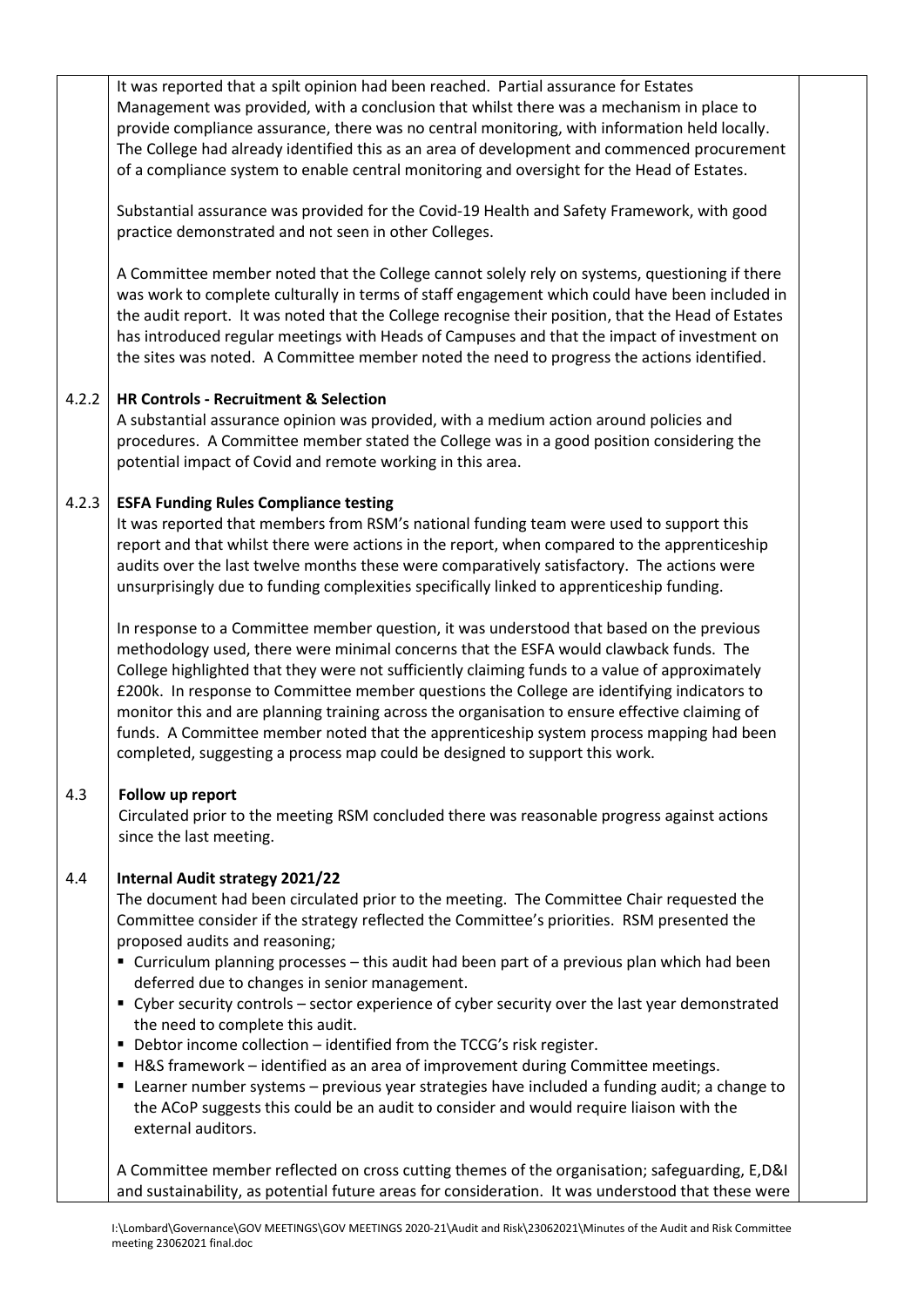It was reported that a spilt opinion had been reached. Partial assurance for Estates Management was provided, with a conclusion that whilst there was a mechanism in place to provide compliance assurance, there was no central monitoring, with information held locally. The College had already identified this as an area of development and commenced procurement of a compliance system to enable central monitoring and oversight for the Head of Estates.

Substantial assurance was provided for the Covid-19 Health and Safety Framework, with good practice demonstrated and not seen in other Colleges.

A Committee member noted that the College cannot solely rely on systems, questioning if there was work to complete culturally in terms of staff engagement which could have been included in the audit report. It was noted that the College recognise their position, that the Head of Estates has introduced regular meetings with Heads of Campuses and that the impact of investment on the sites was noted. A Committee member noted the need to progress the actions identified.

4.2.2 **HR Controls - Recruitment & Selection**

A substantial assurance opinion was provided, with a medium action around policies and procedures. A Committee member stated the College was in a good position considering the potential impact of Covid and remote working in this area.

4.2.3 **ESFA Funding Rules Compliance testing**

It was reported that members from RSM's national funding team were used to support this report and that whilst there were actions in the report, when compared to the apprenticeship audits over the last twelve months these were comparatively satisfactory. The actions were unsurprisingly due to funding complexities specifically linked to apprenticeship funding.

In response to a Committee member question, it was understood that based on the previous methodology used, there were minimal concerns that the ESFA would clawback funds. The College highlighted that they were not sufficiently claiming funds to a value of approximately £200k. In response to Committee member questions the College are identifying indicators to monitor this and are planning training across the organisation to ensure effective claiming of funds. A Committee member noted that the apprenticeship system process mapping had been completed, suggesting a process map could be designed to support this work.

4.3 **Follow up report**

Circulated prior to the meeting RSM concluded there was reasonable progress against actions since the last meeting.

4.4 **Internal Audit strategy 2021/22**

The document had been circulated prior to the meeting. The Committee Chair requested the Committee consider if the strategy reflected the Committee's priorities. RSM presented the proposed audits and reasoning;

- Curriculum planning processes – this audit had been part of a previous plan which had been deferred due to changes in senior management.
- Cyber security controls – sector experience of cyber security over the last year demonstrated the need to complete this audit.
- Debtor income collection – identified from the TCCG's risk register.
- H&S framework – identified as an area of improvement during Committee meetings.
- Learner number systems – previous year strategies have included a funding audit; a change to the ACoP suggests this could be an audit to consider and would require liaison with the external auditors.

A Committee member reflected on cross cutting themes of the organisation; safeguarding, E,D&I and sustainability, as potential future areas for consideration. It was understood that these were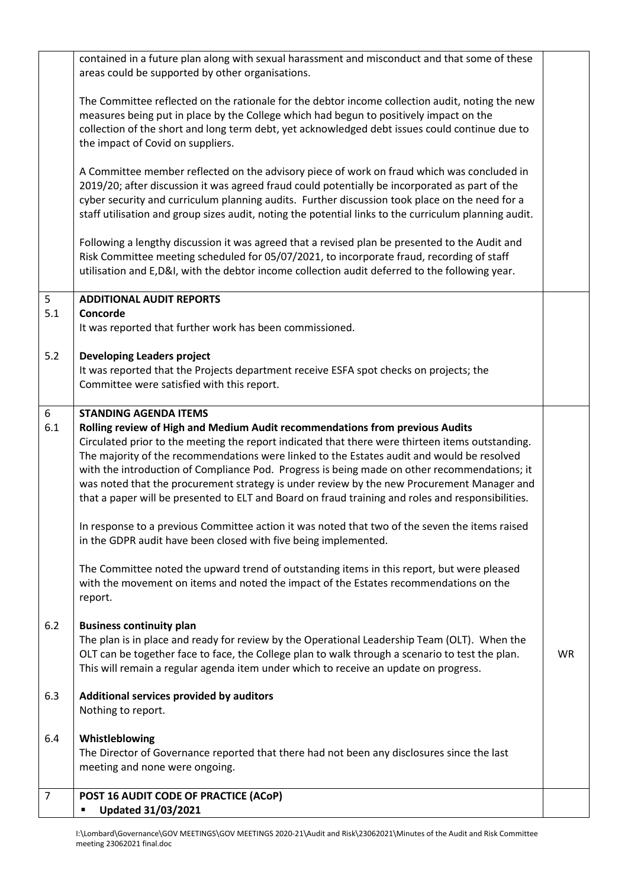| | | |
|---|---|---|
| | contained in a future plan along with sexual harassment and misconduct and that some of these areas could be supported by other organisations.<br><br>The Committee reflected on the rationale for the debtor income collection audit, noting the new measures being put in place by the College which had begun to positively impact on the collection of the short and long term debt, yet acknowledged debt issues could continue due to the impact of Covid on suppliers.<br><br>A Committee member reflected on the advisory piece of work on fraud which was concluded in 2019/20; after discussion it was agreed fraud could potentially be incorporated as part of the cyber security and curriculum planning audits. Further discussion took place on the need for a staff utilisation and group sizes audit, noting the potential links to the curriculum planning audit.<br><br>Following a lengthy discussion it was agreed that a revised plan be presented to the Audit and Risk Committee meeting scheduled for 05/07/2021, to incorporate fraud, recording of staff utilisation and E,D&I, with the debtor income collection audit deferred to the following year. | |
| 5<br>5.1<br><br><br>5.2 | **ADDITIONAL AUDIT REPORTS**<br>**Concorde**<br>It was reported that further work has been commissioned.<br><br>**Developing Leaders project**<br>It was reported that the Projects department receive ESFA spot checks on projects; the Committee were satisfied with this report. | |
| 6<br>6.1 | **STANDING AGENDA ITEMS**<br>**Rolling review of High and Medium Audit recommendations from previous Audits**<br>Circulated prior to the meeting the report indicated that there were thirteen items outstanding. The majority of the recommendations were linked to the Estates audit and would be resolved with the introduction of Compliance Pod. Progress is being made on other recommendations; it was noted that the procurement strategy is under review by the new Procurement Manager and that a paper will be presented to ELT and Board on fraud training and roles and responsibilities.<br><br>In response to a previous Committee action it was noted that two of the seven the items raised in the GDPR audit have been closed with five being implemented.<br><br>The Committee noted the upward trend of outstanding items in this report, but were pleased with the movement on items and noted the impact of the Estates recommendations on the report. | |
| 6.2 | **Business continuity plan**<br>The plan is in place and ready for review by the Operational Leadership Team (OLT). When the OLT can be together face to face, the College plan to walk through a scenario to test the plan. This will remain a regular agenda item under which to receive an update on progress. | WR |
| 6.3 | **Additional services provided by auditors**<br>Nothing to report. | |
| 6.4 | **Whistleblowing**<br>The Director of Governance reported that there had not been any disclosures since the last meeting and none were ongoing. | |
| 7 | **POST 16 AUDIT CODE OF PRACTICE (ACoP)**<br>▪ **Updated 31/03/2021** | |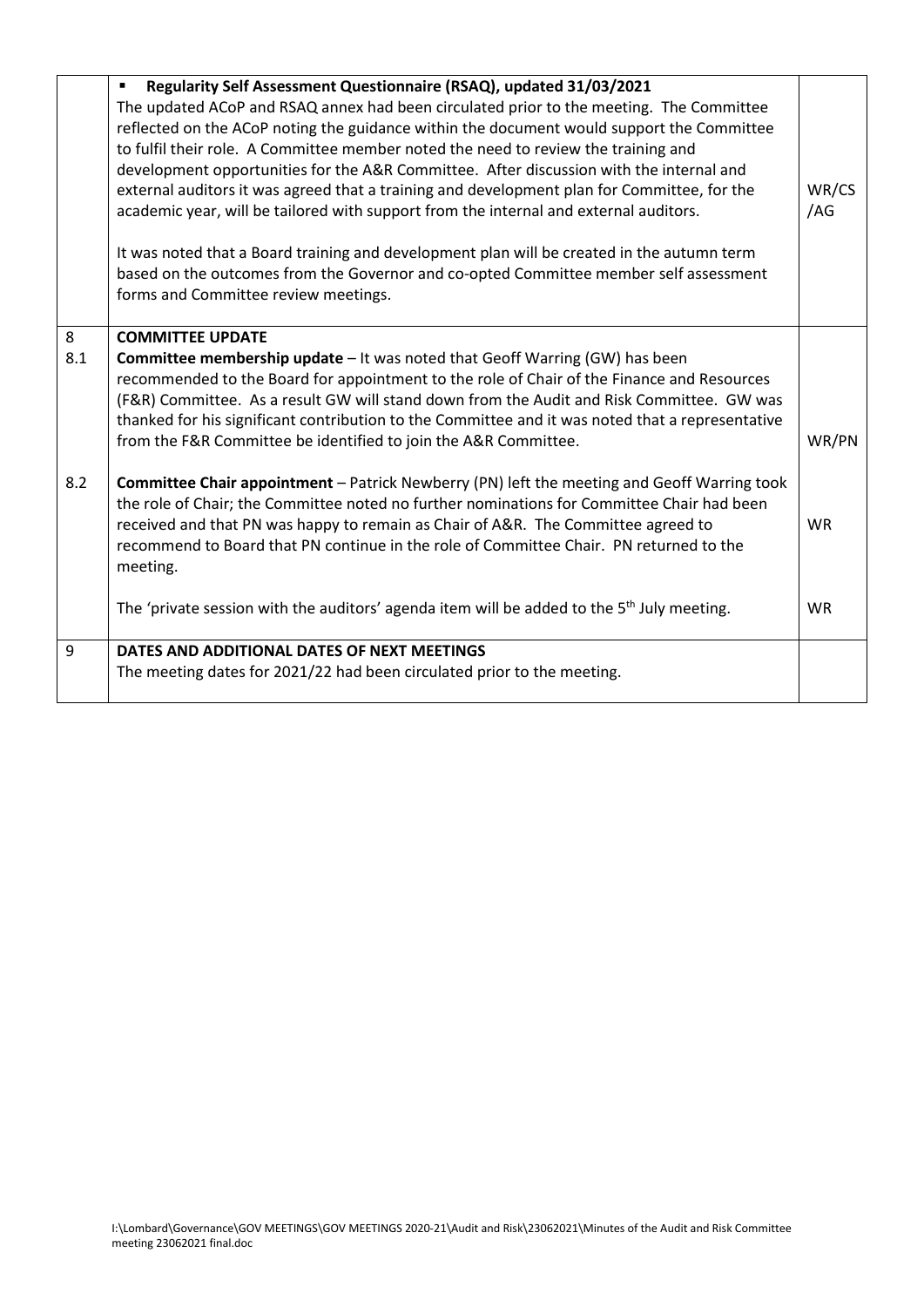| | | |
|---|---|---|
| | ▪ **Regularity Self Assessment Questionnaire (RSAQ), updated 31/03/2021**<br>The updated ACoP and RSAQ annex had been circulated prior to the meeting. The Committee reflected on the ACoP noting the guidance within the document would support the Committee to fulfil their role. A Committee member noted the need to review the training and development opportunities for the A&R Committee. After discussion with the internal and external auditors it was agreed that a training and development plan for Committee, for the academic year, will be tailored with support from the internal and external auditors.<br><br>It was noted that a Board training and development plan will be created in the autumn term based on the outcomes from the Governor and co-opted Committee member self assessment forms and Committee review meetings. | WR/CS/AG |
| 8<br>8.1 | **COMMITTEE UPDATE**<br>**Committee membership update** – It was noted that Geoff Warring (GW) has been recommended to the Board for appointment to the role of Chair of the Finance and Resources (F&R) Committee. As a result GW will stand down from the Audit and Risk Committee. GW was thanked for his significant contribution to the Committee and it was noted that a representative from the F&R Committee be identified to join the A&R Committee. | WR/PN |
| 8.2 | **Committee Chair appointment** – Patrick Newberry (PN) left the meeting and Geoff Warring took the role of Chair; the Committee noted no further nominations for Committee Chair had been received and that PN was happy to remain as Chair of A&R. The Committee agreed to recommend to Board that PN continue in the role of Committee Chair. PN returned to the meeting. | WR |
| | The 'private session with the auditors' agenda item will be added to the 5th July meeting. | WR |
| 9 | **DATES AND ADDITIONAL DATES OF NEXT MEETINGS**<br>The meeting dates for 2021/22 had been circulated prior to the meeting. | |